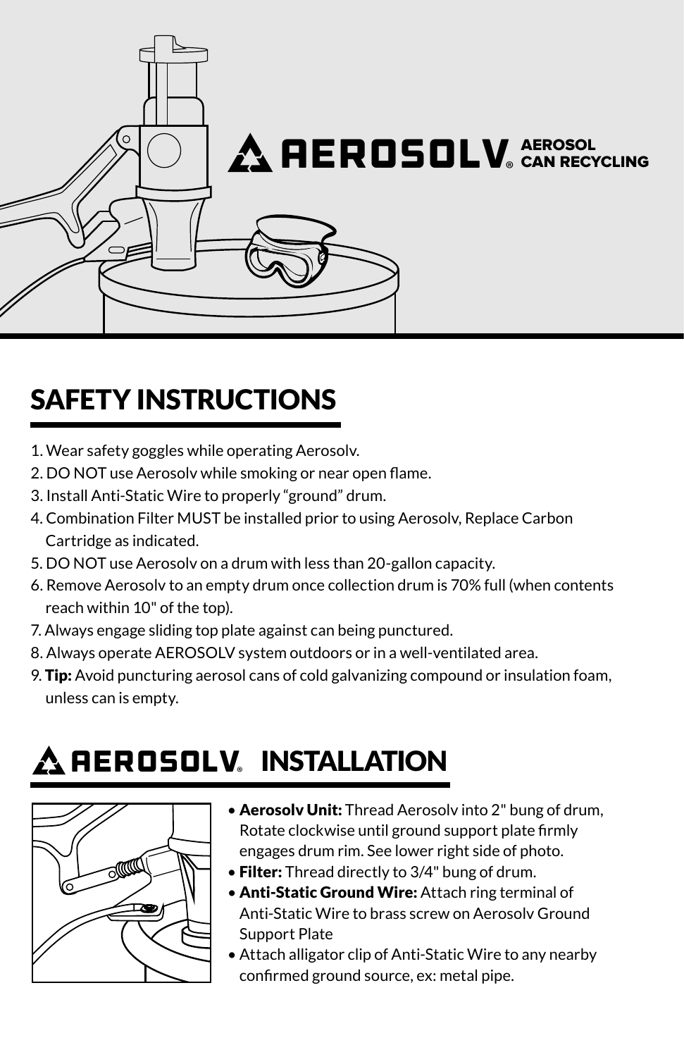AEROSOLV® AEROSOL CAN RECYCLING

## SAFETY INSTRUCTIONS

1. Wear safety goggles while operating Aerosolv.
2. DO NOT use Aerosolv while smoking or near open flame.
3. Install Anti-Static Wire to properly “ground” drum.
4. Combination Filter MUST be installed prior to using Aerosolv, Replace Carbon Cartridge as indicated.
5. DO NOT use Aerosolv on a drum with less than 20-gallon capacity.
6. Remove Aerosolv to an empty drum once collection drum is 70% full (when contents reach within 10" of the top).
7. Always engage sliding top plate against can being punctured.
8. Always operate AEROSOLV system outdoors or in a well-ventilated area.
9. **Tip:** Avoid puncturing aerosol cans of cold galvanizing compound or insulation foam, unless can is empty.

## AEROSOLV® INSTALLATION

- **Aerosolv Unit:** Thread Aerosolv into 2" bung of drum, Rotate clockwise until ground support plate firmly engages drum rim. See lower right side of photo.
- **Filter:** Thread directly to 3/4" bung of drum.
- **Anti-Static Ground Wire:** Attach ring terminal of Anti-Static Wire to brass screw on Aerosolv Ground Support Plate
- Attach alligator clip of Anti-Static Wire to any nearby confirmed ground source, ex: metal pipe.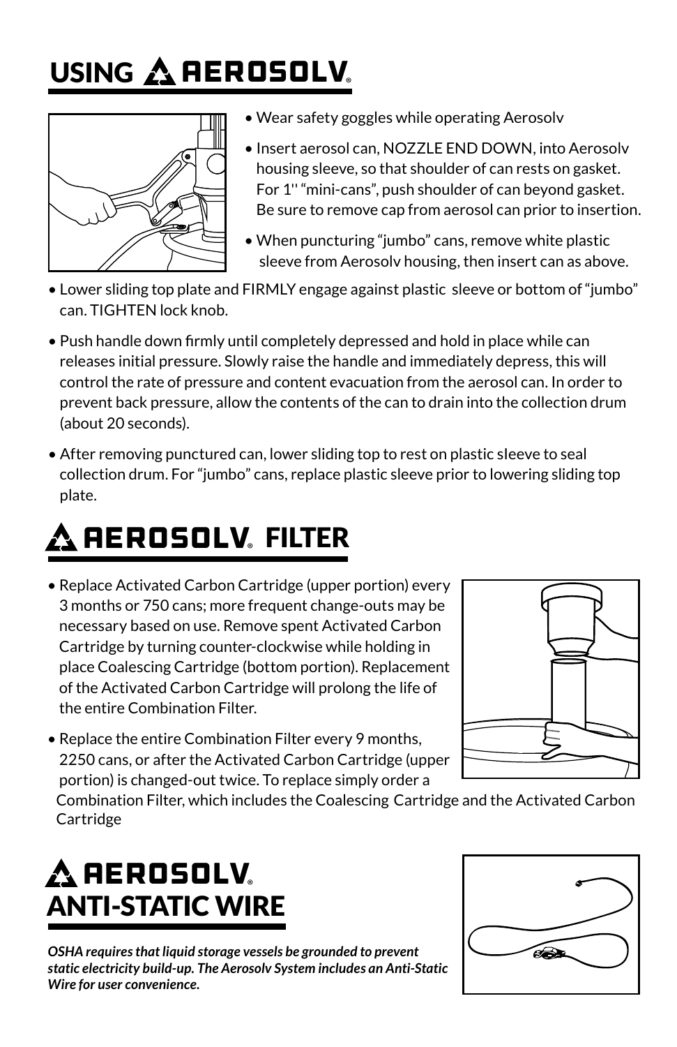# USING AEROSOLV®

- Wear safety goggles while operating Aerosolv
- Insert aerosol can, NOZZLE END DOWN, into Aerosolv housing sleeve, so that shoulder of can rests on gasket. For 1'' "mini-cans", push shoulder of can beyond gasket. Be sure to remove cap from aerosol can prior to insertion.
- When puncturing "jumbo" cans, remove white plastic sleeve from Aerosolv housing, then insert can as above.
- Lower sliding top plate and FIRMLY engage against plastic sleeve or bottom of "jumbo" can. TIGHTEN lock knob.
- Push handle down firmly until completely depressed and hold in place while can releases initial pressure. Slowly raise the handle and immediately depress, this will control the rate of pressure and content evacuation from the aerosol can. In order to prevent back pressure, allow the contents of the can to drain into the collection drum (about 20 seconds).
- After removing punctured can, lower sliding top to rest on plastic sleeve to seal collection drum. For "jumbo" cans, replace plastic sleeve prior to lowering sliding top plate.

# AEROSOLV® FILTER

- Replace Activated Carbon Cartridge (upper portion) every 3 months or 750 cans; more frequent change-outs may be necessary based on use. Remove spent Activated Carbon Cartridge by turning counter-clockwise while holding in place Coalescing Cartridge (bottom portion). Replacement of the Activated Carbon Cartridge will prolong the life of the entire Combination Filter.
- Replace the entire Combination Filter every 9 months, 2250 cans, or after the Activated Carbon Cartridge (upper portion) is changed-out twice. To replace simply order a Combination Filter, which includes the Coalescing Cartridge and the Activated Carbon Cartridge

# AEROSOLV® ANTI-STATIC WIRE

***OSHA requires that liquid storage vessels be grounded to prevent static electricity build-up. The Aerosolv System includes an Anti-Static Wire for user convenience.***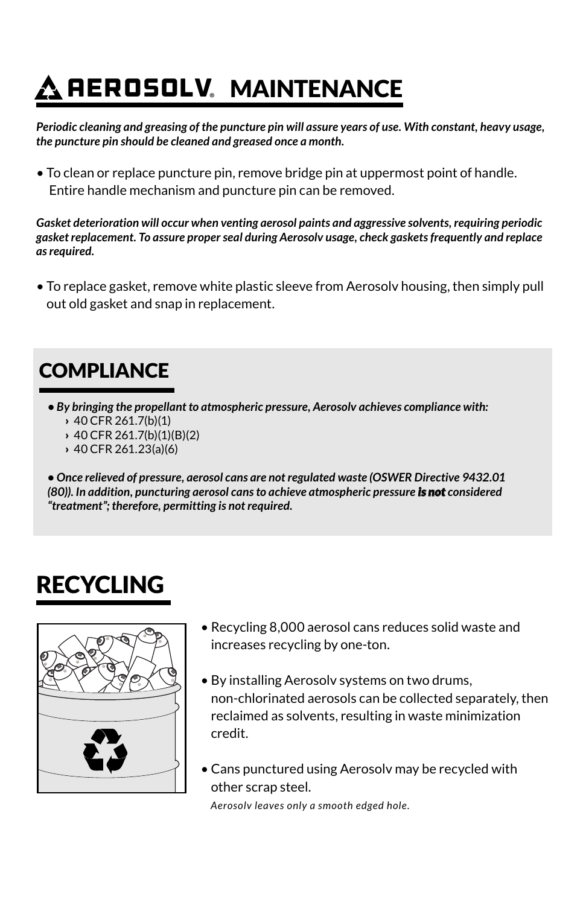# AEROSOLV® MAINTENANCE

***Periodic cleaning and greasing of the puncture pin will assure years of use. With constant, heavy usage, the puncture pin should be cleaned and greased once a month.***

- To clean or replace puncture pin, remove bridge pin at uppermost point of handle. Entire handle mechanism and puncture pin can be removed.

***Gasket deterioration will occur when venting aerosol paints and aggressive solvents, requiring periodic gasket replacement. To assure proper seal during Aerosolv usage, check gaskets frequently and replace as required.***

- To replace gasket, remove white plastic sleeve from Aerosolv housing, then simply pull out old gasket and snap in replacement.

## COMPLIANCE

- ***By bringing the propellant to atmospheric pressure, Aerosolv achieves compliance with:***
  - 40 CFR 261.7(b)(1)
  - 40 CFR 261.7(b)(1)(B)(2)
  - 40 CFR 261.23(a)(6)

- ***Once relieved of pressure, aerosol cans are not regulated waste (OSWER Directive 9432.01 (80)). In addition, puncturing aerosol cans to achieve atmospheric pressure is not considered "treatment"; therefore, permitting is not required.***

## RECYCLING

- Recycling 8,000 aerosol cans reduces solid waste and increases recycling by one-ton.
- By installing Aerosolv systems on two drums, non-chlorinated aerosols can be collected separately, then reclaimed as solvents, resulting in waste minimization credit.
- Cans punctured using Aerosolv may be recycled with other scrap steel.

*Aerosolv leaves only a smooth edged hole.*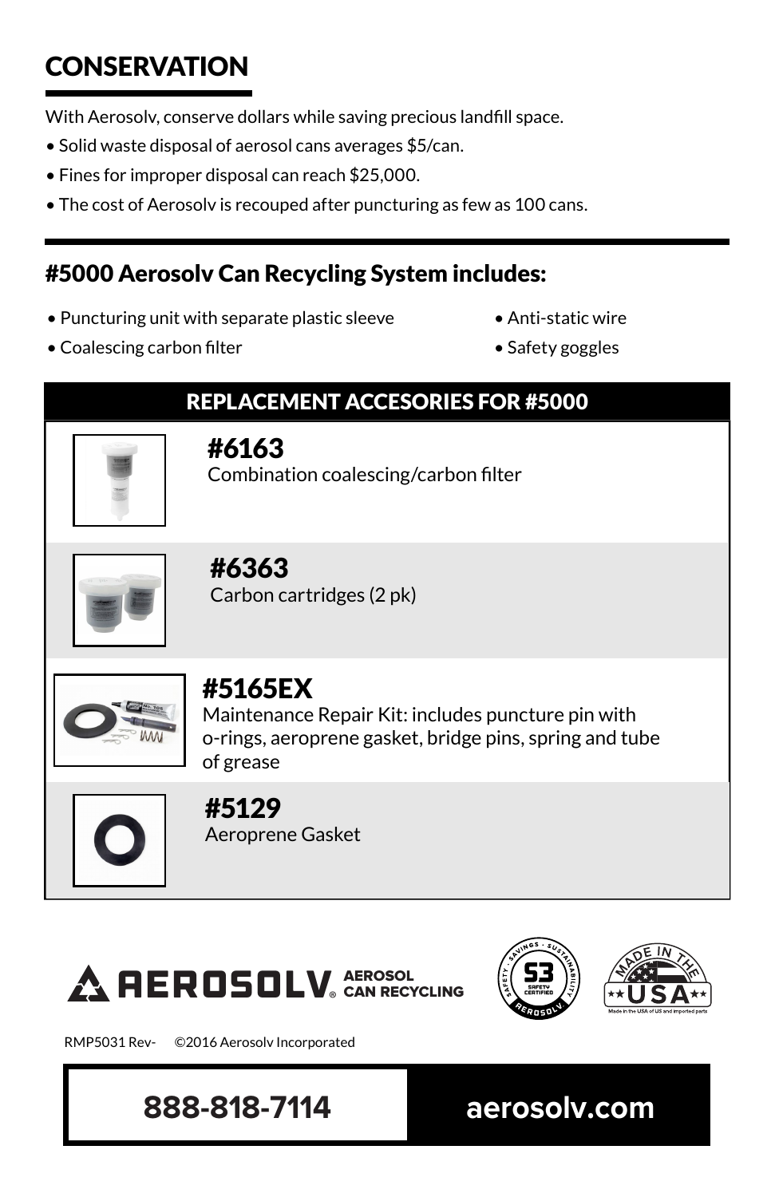## CONSERVATION

With Aerosolv, conserve dollars while saving precious landfill space.

- Solid waste disposal of aerosol cans averages $5/can.
- Fines for improper disposal can reach $25,000.
- The cost of Aerosolv is recouped after puncturing as few as 100 cans.

## #5000 Aerosolv Can Recycling System includes:

- Puncturing unit with separate plastic sleeve
- Coalescing carbon filter
- Anti-static wire
- Safety goggles

| REPLACEMENT ACCESORIES FOR #5000 |
| --- |
| **#6163** Combination coalescing/carbon filter |
| **#6363** Carbon cartridges (2 pk) |
| **#5165EX** Maintenance Repair Kit: includes puncture pin with o-rings, aeroprene gasket, bridge pins, spring and tube of grease |
| **#5129** Aeroprene Gasket |

AEROSOLV® AEROSOL CAN RECYCLING

S3 SAFETY CERTIFIED · SAVINGS · SUSTAINABILITY · SAFETY · AEROSOLV

MADE IN THE USA — Made in the USA of US and imported parts

RMP5031 Rev- ©2016 Aerosolv Incorporated

**888-818-7114** | **aerosolv.com**